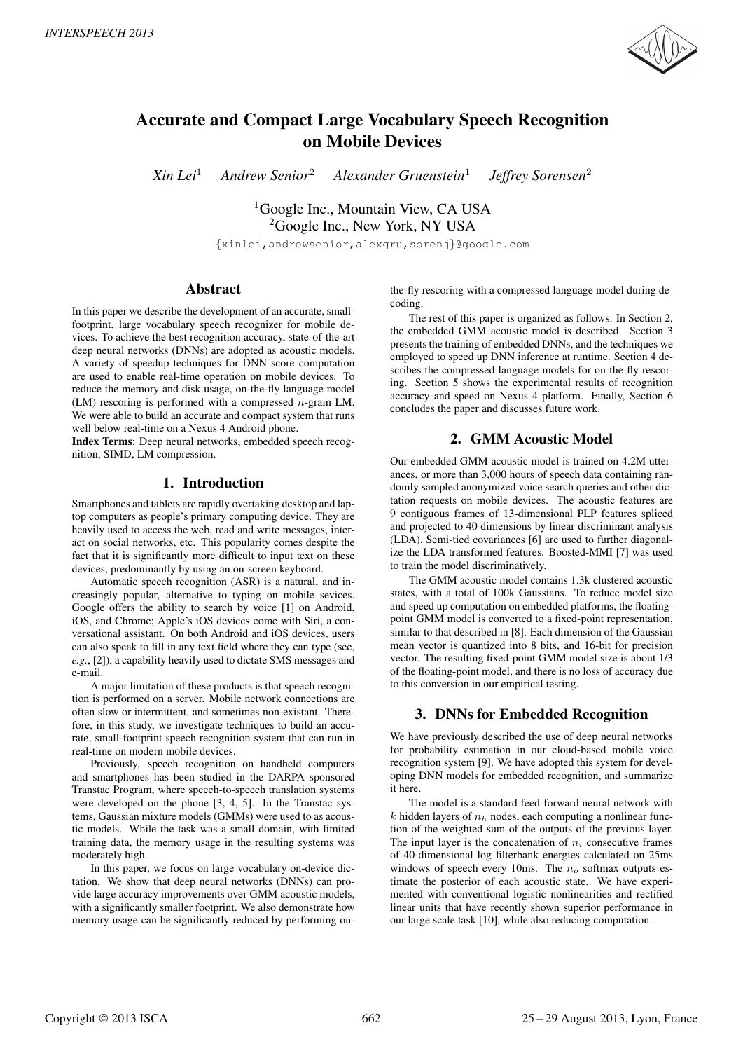# Accurate and Compact Large Vocabulary Speech Recognition on Mobile Devices

*Xin Lei*[1] *Andrew Senior*[2] *Alexander Gruenstein*[1] *Jeffrey Sorensen*[2]

[1]Google Inc., Mountain View, CA USA
[2]Google Inc., New York, NY USA

{xinlei,andrewsenior,alexgru,sorenj}@google.com

## Abstract

In this paper we describe the development of an accurate, small-footprint, large vocabulary speech recognizer for mobile devices. To achieve the best recognition accuracy, state-of-the-art deep neural networks (DNNs) are adopted as acoustic models. A variety of speedup techniques for DNN score computation are used to enable real-time operation on mobile devices. To reduce the memory and disk usage, on-the-fly language model (LM) rescoring is performed with a compressed $n$-gram LM. We were able to build an accurate and compact system that runs well below real-time on a Nexus 4 Android phone.

**Index Terms**: Deep neural networks, embedded speech recognition, SIMD, LM compression.

## 1. Introduction

Smartphones and tablets are rapidly overtaking desktop and laptop computers as people's primary computing device. They are heavily used to access the web, read and write messages, interact on social networks, etc. This popularity comes despite the fact that it is significantly more difficult to input text on these devices, predominantly by using an on-screen keyboard.

Automatic speech recognition (ASR) is a natural, and increasingly popular, alternative to typing on mobile devices. Google offers the ability to search by voice [1] on Android, iOS, and Chrome; Apple's iOS devices come with Siri, a conversational assistant. On both Android and iOS devices, users can also speak to fill in any text field where they can type (see, *e.g.*, [2]), a capability heavily used to dictate SMS messages and e-mail.

A major limitation of these products is that speech recognition is performed on a server. Mobile network connections are often slow or intermittent, and sometimes non-existant. Therefore, in this study, we investigate techniques to build an accurate, small-footprint speech recognition system that can run in real-time on modern mobile devices.

Previously, speech recognition on handheld computers and smartphones has been studied in the DARPA sponsored Transtac Program, where speech-to-speech translation systems were developed on the phone [3, 4, 5]. In the Transtac systems, Gaussian mixture models (GMMs) were used to as acoustic models. While the task was a small domain, with limited training data, the memory usage in the resulting systems was moderately high.

In this paper, we focus on large vocabulary on-device dictation. We show that deep neural networks (DNNs) can provide large accuracy improvements over GMM acoustic models, with a significantly smaller footprint. We also demonstrate how memory usage can be significantly reduced by performing on-the-fly rescoring with a compressed language model during decoding.

The rest of this paper is organized as follows. In Section 2, the embedded GMM acoustic model is described. Section 3 presents the training of embedded DNNs, and the techniques we employed to speed up DNN inference at runtime. Section 4 describes the compressed language models for on-the-fly rescoring. Section 5 shows the experimental results of recognition accuracy and speed on Nexus 4 platform. Finally, Section 6 concludes the paper and discusses future work.

## 2. GMM Acoustic Model

Our embedded GMM acoustic model is trained on 4.2M utterances, or more than 3,000 hours of speech data containing randomly sampled anonymized voice search queries and other dictation requests on mobile devices. The acoustic features are 9 contiguous frames of 13-dimensional PLP features spliced and projected to 40 dimensions by linear discriminant analysis (LDA). Semi-tied covariances [6] are used to further diagonalize the LDA transformed features. Boosted-MMI [7] was used to train the model discriminatively.

The GMM acoustic model contains 1.3k clustered acoustic states, with a total of 100k Gaussians. To reduce model size and speed up computation on embedded platforms, the floating-point GMM model is converted to a fixed-point representation, similar to that described in [8]. Each dimension of the Gaussian mean vector is quantized into 8 bits, and 16-bit for precision vector. The resulting fixed-point GMM model size is about 1/3 of the floating-point model, and there is no loss of accuracy due to this conversion in our empirical testing.

## 3. DNNs for Embedded Recognition

We have previously described the use of deep neural networks for probability estimation in our cloud-based mobile voice recognition system [9]. We have adopted this system for developing DNN models for embedded recognition, and summarize it here.

The model is a standard feed-forward neural network with $k$ hidden layers of $n_h$ nodes, each computing a nonlinear function of the weighted sum of the outputs of the previous layer. The input layer is the concatenation of $n_i$ consecutive frames of 40-dimensional log filterbank energies calculated on 25ms windows of speech every 10ms. The $n_o$ softmax outputs estimate the posterior of each acoustic state. We have experimented with conventional logistic nonlinearities and rectified linear units that have recently shown superior performance in our large scale task [10], while also reducing computation.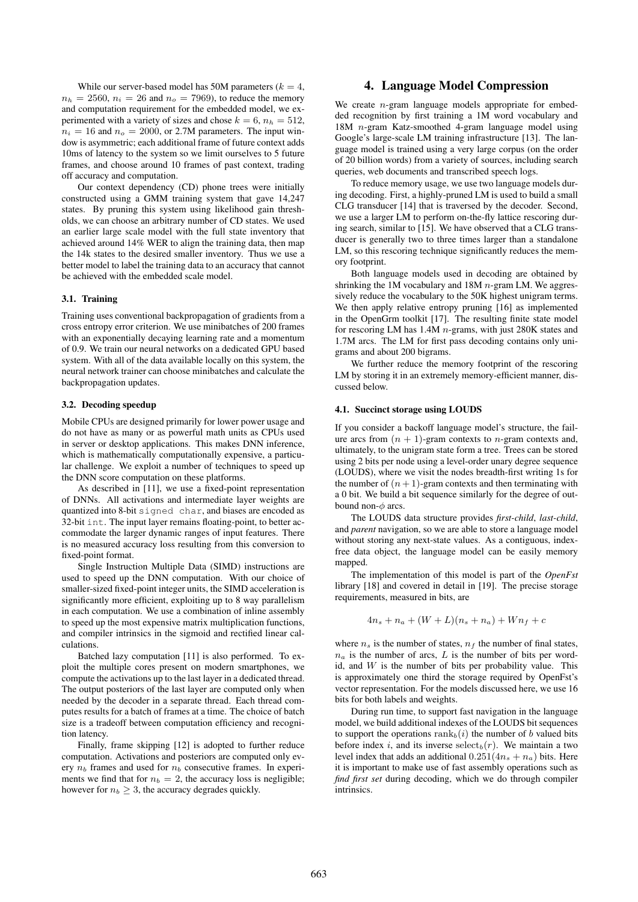While our server-based model has 50M parameters ($k = 4$, $n_h = 2560$, $n_i = 26$ and $n_o = 7969$), to reduce the memory and computation requirement for the embedded model, we experimented with a variety of sizes and chose $k = 6$, $n_h = 512$, $n_i = 16$ and $n_o = 2000$, or 2.7M parameters. The input window is asymmetric; each additional frame of future context adds 10ms of latency to the system so we limit ourselves to 5 future frames, and choose around 10 frames of past context, trading off accuracy and computation.

Our context dependency (CD) phone trees were initially constructed using a GMM training system that gave 14,247 states. By pruning this system using likelihood gain thresholds, we can choose an arbitrary number of CD states. We used an earlier large scale model with the full state inventory that achieved around 14% WER to align the training data, then map the 14k states to the desired smaller inventory. Thus we use a better model to label the training data to an accuracy that cannot be achieved with the embedded scale model.

### 3.1. Training

Training uses conventional backpropagation of gradients from a cross entropy error criterion. We use minibatches of 200 frames with an exponentially decaying learning rate and a momentum of 0.9. We train our neural networks on a dedicated GPU based system. With all of the data available locally on this system, the neural network trainer can choose minibatches and calculate the backpropagation updates.

### 3.2. Decoding speedup

Mobile CPUs are designed primarily for lower power usage and do not have as many or as powerful math units as CPUs used in server or desktop applications. This makes DNN inference, which is mathematically computationally expensive, a particular challenge. We exploit a number of techniques to speed up the DNN score computation on these platforms.

As described in [11], we use a fixed-point representation of DNNs. All activations and intermediate layer weights are quantized into 8-bit `signed char`, and biases are encoded as 32-bit `int`. The input layer remains floating-point, to better accommodate the larger dynamic ranges of input features. There is no measured accuracy loss resulting from this conversion to fixed-point format.

Single Instruction Multiple Data (SIMD) instructions are used to speed up the DNN computation. With our choice of smaller-sized fixed-point integer units, the SIMD acceleration is significantly more efficient, exploiting up to 8 way parallelism in each computation. We use a combination of inline assembly to speed up the most expensive matrix multiplication functions, and compiler intrinsics in the sigmoid and rectified linear calculations.

Batched lazy computation [11] is also performed. To exploit the multiple cores present on modern smartphones, we compute the activations up to the last layer in a dedicated thread. The output posteriors of the last layer are computed only when needed by the decoder in a separate thread. Each thread computes results for a batch of frames at a time. The choice of batch size is a tradeoff between computation efficiency and recognition latency.

Finally, frame skipping [12] is adopted to further reduce computation. Activations and posteriors are computed only every $n_b$ frames and used for $n_b$ consecutive frames. In experiments we find that for $n_b = 2$, the accuracy loss is negligible; however for $n_b \geq 3$, the accuracy degrades quickly.

## 4. Language Model Compression

We create $n$-gram language models appropriate for embedded recognition by first training a 1M word vocabulary and 18M $n$-gram Katz-smoothed 4-gram language model using Google's large-scale LM training infrastructure [13]. The language model is trained using a very large corpus (on the order of 20 billion words) from a variety of sources, including search queries, web documents and transcribed speech logs.

To reduce memory usage, we use two language models during decoding. First, a highly-pruned LM is used to build a small CLG transducer [14] that is traversed by the decoder. Second, we use a larger LM to perform on-the-fly lattice rescoring during search, similar to [15]. We have observed that a CLG transducer is generally two to three times larger than a standalone LM, so this rescoring technique significantly reduces the memory footprint.

Both language models used in decoding are obtained by shrinking the 1M vocabulary and 18M $n$-gram LM. We aggressively reduce the vocabulary to the 50K highest unigram terms. We then apply relative entropy pruning [16] as implemented in the OpenGrm toolkit [17]. The resulting finite state model for rescoring LM has 1.4M $n$-grams, with just 280K states and 1.7M arcs. The LM for first pass decoding contains only unigrams and about 200 bigrams.

We further reduce the memory footprint of the rescoring LM by storing it in an extremely memory-efficient manner, discussed below.

### 4.1. Succinct storage using LOUDS

If you consider a backoff language model's structure, the failure arcs from $(n+1)$-gram contexts to $n$-gram contexts and, ultimately, to the unigram state form a tree. Trees can be stored using 2 bits per node using a level-order unary degree sequence (LOUDS), where we visit the nodes breadth-first writing 1s for the number of $(n+1)$-gram contexts and then terminating with a 0 bit. We build a bit sequence similarly for the degree of outbound non-$\phi$ arcs.

The LOUDS data structure provides *first-child*, *last-child*, and *parent* navigation, so we are able to store a language model without storing any next-state values. As a contiguous, index-free data object, the language model can be easily memory mapped.

The implementation of this model is part of the *OpenFst* library [18] and covered in detail in [19]. The precise storage requirements, measured in bits, are

$$4n_s + n_a + (W + L)(n_s + n_a) + Wn_f + c$$

where $n_s$ is the number of states, $n_f$ the number of final states, $n_a$ is the number of arcs, $L$ is the number of bits per word-id, and $W$ is the number of bits per probability value. This is approximately one third the storage required by OpenFst's vector representation. For the models discussed here, we use 16 bits for both labels and weights.

During run time, to support fast navigation in the language model, we build additional indexes of the LOUDS bit sequences to support the operations $\text{rank}_b(i)$ the number of $b$ valued bits before index $i$, and its inverse $\text{select}_b(r)$. We maintain a two level index that adds an additional $0.251(4n_s + n_a)$ bits. Here it is important to make use of fast assembly operations such as *find first set* during decoding, which we do through compiler intrinsics.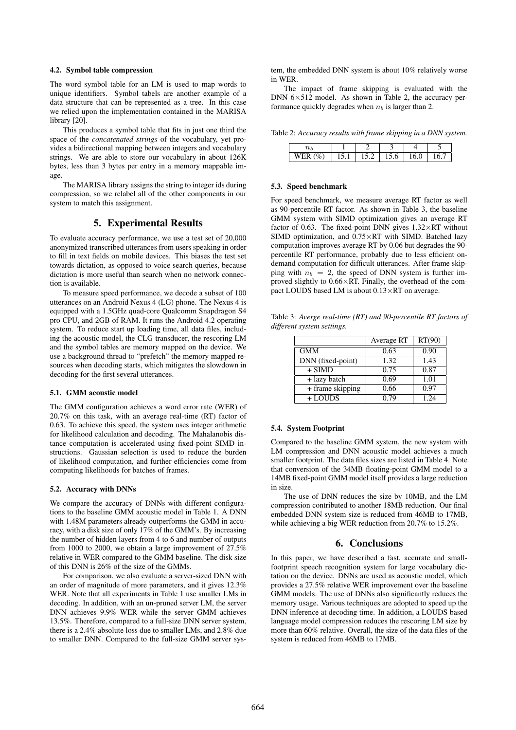### 4.2. Symbol table compression

The word symbol table for an LM is used to map words to unique identifiers. Symbol tabels are another example of a data structure that can be represented as a tree. In this case we relied upon the implementation contained in the MARISA library [20].

This produces a symbol table that fits in just one third the space of the *concatenated strings* of the vocabulary, yet provides a bidirectional mapping between integers and vocabulary strings. We are able to store our vocabulary in about 126K bytes, less than 3 bytes per entry in a memory mappable image.

The MARISA library assigns the string to integer ids during compression, so we relabel all of the other components in our system to match this assignment.

## 5. Experimental Results

To evaluate accuracy performance, we use a test set of 20,000 anonymized transcribed utterances from users speaking in order to fill in text fields on mobile devices. This biases the test set towards dictation, as opposed to voice search queries, because dictation is more useful than search when no network connection is available.

To measure speed performance, we decode a subset of 100 utterances on an Android Nexus 4 (LG) phone. The Nexus 4 is equipped with a 1.5GHz quad-core Qualcomm Snapdragon S4 pro CPU, and 2GB of RAM. It runs the Android 4.2 operating system. To reduce start up loading time, all data files, including the acoustic model, the CLG transducer, the rescoring LM and the symbol tables are memory mapped on the device. We use a background thread to "prefetch" the memory mapped resources when decoding starts, which mitigates the slowdown in decoding for the first several utterances.

### 5.1. GMM acoustic model

The GMM configuration achieves a word error rate (WER) of 20.7% on this task, with an average real-time (RT) factor of 0.63. To achieve this speed, the system uses integer arithmetic for likelihood calculation and decoding. The Mahalanobis distance computation is accelerated using fixed-point SIMD instructions. Gaussian selection is used to reduce the burden of likelihood computation, and further efficiencies come from computing likelihoods for batches of frames.

### 5.2. Accuracy with DNNs

We compare the accuracy of DNNs with different configurations to the baseline GMM acoustic model in Table 1. A DNN with 1.48M parameters already outperforms the GMM in accuracy, with a disk size of only 17% of the GMM's. By increasing the number of hidden layers from 4 to 6 and number of outputs from 1000 to 2000, we obtain a large improvement of 27.5% relative in WER compared to the GMM baseline. The disk size of this DNN is 26% of the size of the GMMs.

For comparison, we also evaluate a server-sized DNN with an order of magnitude of more parameters, and it gives 12.3% WER. Note that all experiments in Table 1 use smaller LMs in decoding. In addition, with an un-pruned server LM, the server DNN achieves 9.9% WER while the server GMM achieves 13.5%. Therefore, compared to a full-size DNN server system, there is a 2.4% absolute loss due to smaller LMs, and 2.8% due to smaller DNN. Compared to the full-size GMM server system, the embedded DNN system is about 10% relatively worse in WER.

The impact of frame skipping is evaluated with the DNN_6×512 model. As shown in Table 2, the accuracy performance quickly degrades when $n_b$ is larger than 2.

Table 2: *Accuracy results with frame skipping in a DNN system.*

| $n_b$ | 1 | 2 | 3 | 4 | 5 |
|---|---|---|---|---|---|
| WER (%) | 15.1 | 15.2 | 15.6 | 16.0 | 16.7 |

### 5.3. Speed benchmark

For speed benchmark, we measure average RT factor as well as 90-percentile RT factor. As shown in Table 3, the baseline GMM system with SIMD optimization gives an average RT factor of 0.63. The fixed-point DNN gives 1.32×RT without SIMD optimization, and 0.75×RT with SIMD. Batched lazy computation improves average RT by 0.06 but degrades the 90-percentile RT performance, probably due to less efficient on-demand computation for difficult utterances. After frame skipping with $n_b = 2$, the speed of DNN system is further improved slightly to 0.66×RT. Finally, the overhead of the compact LOUDS based LM is about 0.13×RT on average.

Table 3: *Averge real-time (RT) and 90-percentile RT factors of different system settings.*

| | Average RT | RT(90) |
|---|---|---|
| GMM | 0.63 | 0.90 |
| DNN (fixed-point) | 1.32 | 1.43 |
| + SIMD | 0.75 | 0.87 |
| + lazy batch | 0.69 | 1.01 |
| + frame skipping | 0.66 | 0.97 |
| + LOUDS | 0.79 | 1.24 |

### 5.4. System Footprint

Compared to the baseline GMM system, the new system with LM compression and DNN acoustic model achieves a much smaller footprint. The data files sizes are listed in Table 4. Note that conversion of the 34MB floating-point GMM model to a 14MB fixed-point GMM model itself provides a large reduction in size.

The use of DNN reduces the size by 10MB, and the LM compression contributed to another 18MB reduction. Our final embedded DNN system size is reduced from 46MB to 17MB, while achieving a big WER reduction from 20.7% to 15.2%.

## 6. Conclusions

In this paper, we have described a fast, accurate and small-footprint speech recognition system for large vocabulary dictation on the device. DNNs are used as acoustic model, which provides a 27.5% relative WER improvement over the baseline GMM models. The use of DNNs also significantly reduces the memory usage. Various techniques are adopted to speed up the DNN inference at decoding time. In addition, a LOUDS based language model compression reduces the rescoring LM size by more than 60% relative. Overall, the size of the data files of the system is reduced from 46MB to 17MB.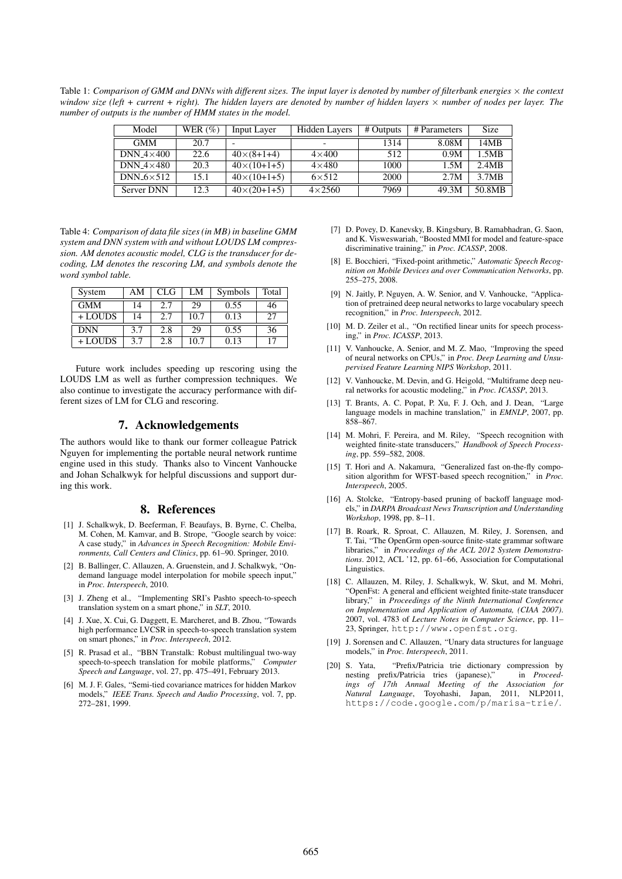Table 1: *Comparison of GMM and DNNs with different sizes. The input layer is denoted by number of filterbank energies × the context window size (left + current + right). The hidden layers are denoted by number of hidden layers × number of nodes per layer. The number of outputs is the number of HMM states in the model.*

| Model | WER (%) | Input Layer | Hidden Layers | # Outputs | # Parameters | Size |
|---|---|---|---|---|---|---|
| GMM | 20.7 | - | - | 1314 | 8.08M | 14MB |
| DNN_4×400 | 22.6 | 40×(8+1+4) | 4×400 | 512 | 0.9M | 1.5MB |
| DNN_4×480 | 20.3 | 40×(10+1+5) | 4×480 | 1000 | 1.5M | 2.4MB |
| DNN_6×512 | 15.1 | 40×(10+1+5) | 6×512 | 2000 | 2.7M | 3.7MB |
| Server DNN | 12.3 | 40×(20+1+5) | 4×2560 | 7969 | 49.3M | 50.8MB |

Table 4: *Comparison of data file sizes (in MB) in baseline GMM system and DNN system with and without LOUDS LM compression. AM denotes acoustic model, CLG is the transducer for decoding, LM denotes the rescoring LM, and symbols denote the word symbol table.*

| System | AM | CLG | LM | Symbols | Total |
|---|---|---|---|---|---|
| GMM | 14 | 2.7 | 29 | 0.55 | 46 |
| + LOUDS | 14 | 2.7 | 10.7 | 0.13 | 27 |
| DNN | 3.7 | 2.8 | 29 | 0.55 | 36 |
| + LOUDS | 3.7 | 2.8 | 10.7 | 0.13 | 17 |

Future work includes speeding up rescoring using the LOUDS LM as well as further compression techniques. We also continue to investigate the accuracy performance with different sizes of LM for CLG and rescoring.

## 7. Acknowledgements

The authors would like to thank our former colleague Patrick Nguyen for implementing the portable neural network runtime engine used in this study. Thanks also to Vincent Vanhoucke and Johan Schalkwyk for helpful discussions and support during this work.

## 8. References

[1] J. Schalkwyk, D. Beeferman, F. Beaufays, B. Byrne, C. Chelba, M. Cohen, M. Kamvar, and B. Strope, "Google search by voice: A case study," in *Advances in Speech Recognition: Mobile Environments, Call Centers and Clinics*, pp. 61–90. Springer, 2010.

[2] B. Ballinger, C. Allauzen, A. Gruenstein, and J. Schalkwyk, "On-demand language model interpolation for mobile speech input," in *Proc. Interspeech*, 2010.

[3] J. Zheng et al., "Implementing SRI's Pashto speech-to-speech translation system on a smart phone," in *SLT*, 2010.

[4] J. Xue, X. Cui, G. Daggett, E. Marcheret, and B. Zhou, "Towards high performance LVCSR in speech-to-speech translation system on smart phones," in *Proc. Interspeech*, 2012.

[5] R. Prasad et al., "BBN Transtalk: Robust multilingual two-way speech-to-speech translation for mobile platforms," *Computer Speech and Language*, vol. 27, pp. 475–491, February 2013.

[6] M. J. F. Gales, "Semi-tied covariance matrices for hidden Markov models," *IEEE Trans. Speech and Audio Processing*, vol. 7, pp. 272–281, 1999.

[7] D. Povey, D. Kanevsky, B. Kingsbury, B. Ramabhadran, G. Saon, and K. Visweswariah, "Boosted MMI for model and feature-space discriminative training," in *Proc. ICASSP*, 2008.

[8] E. Bocchieri, "Fixed-point arithmetic," *Automatic Speech Recognition on Mobile Devices and over Communication Networks*, pp. 255–275, 2008.

[9] N. Jaitly, P. Nguyen, A. W. Senior, and V. Vanhoucke, "Application of pretrained deep neural networks to large vocabulary speech recognition," in *Proc. Interspeech*, 2012.

[10] M. D. Zeiler et al., "On rectified linear units for speech processing," in *Proc. ICASSP*, 2013.

[11] V. Vanhoucke, A. Senior, and M. Z. Mao, "Improving the speed of neural networks on CPUs," in *Proc. Deep Learning and Unsupervised Feature Learning NIPS Workshop*, 2011.

[12] V. Vanhoucke, M. Devin, and G. Heigold, "Multiframe deep neural networks for acoustic modeling," in *Proc. ICASSP*, 2013.

[13] T. Brants, A. C. Popat, P. Xu, F. J. Och, and J. Dean, "Large language models in machine translation," in *EMNLP*, 2007, pp. 858–867.

[14] M. Mohri, F. Pereira, and M. Riley, "Speech recognition with weighted finite-state transducers," *Handbook of Speech Processing*, pp. 559–582, 2008.

[15] T. Hori and A. Nakamura, "Generalized fast on-the-fly composition algorithm for WFST-based speech recognition," in *Proc. Interspeech*, 2005.

[16] A. Stolcke, "Entropy-based pruning of backoff language models," in *DARPA Broadcast News Transcription and Understanding Workshop*, 1998, pp. 8–11.

[17] B. Roark, R. Sproat, C. Allauzen, M. Riley, J. Sorensen, and T. Tai, "The OpenGrm open-source finite-state grammar software libraries," in *Proceedings of the ACL 2012 System Demonstrations*. 2012, ACL '12, pp. 61–66, Association for Computational Linguistics.

[18] C. Allauzen, M. Riley, J. Schalkwyk, W. Skut, and M. Mohri, "OpenFst: A general and efficient weighted finite-state transducer library," in *Proceedings of the Ninth International Conference on Implementation and Application of Automata, (CIAA 2007)*. 2007, vol. 4783 of *Lecture Notes in Computer Science*, pp. 11–23, Springer, http://www.openfst.org.

[19] J. Sorensen and C. Allauzen, "Unary data structures for language models," in *Proc. Interspeech*, 2011.

[20] S. Yata, "Prefix/Patricia trie dictionary compression by nesting prefix/Patricia tries (japanese)," in *Proceedings of 17th Annual Meeting of the Association for Natural Language*, Toyohashi, Japan, 2011, NLP2011, https://code.google.com/p/marisa-trie/.